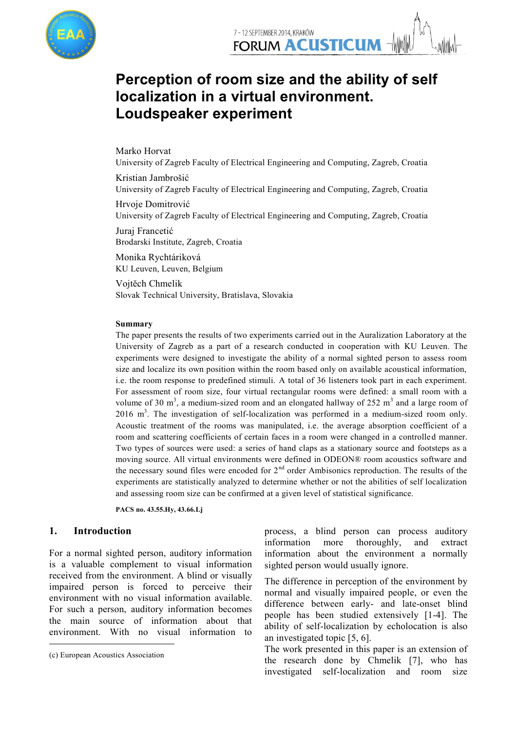# Perception of room size and the ability of self localization in a virtual environment. Loudspeaker experiment

Marko Horvat
University of Zagreb Faculty of Electrical Engineering and Computing, Zagreb, Croatia

Kristian Jambrošić
University of Zagreb Faculty of Electrical Engineering and Computing, Zagreb, Croatia

Hrvoje Domitrović
University of Zagreb Faculty of Electrical Engineering and Computing, Zagreb, Croatia

Juraj Francetić
Brodarski Institute, Zagreb, Croatia

Monika Rychtáriková
KU Leuven, Leuven, Belgium

Vojtěch Chmelik
Slovak Technical University, Bratislava, Slovakia

**Summary**

The paper presents the results of two experiments carried out in the Auralization Laboratory at the University of Zagreb as a part of a research conducted in cooperation with KU Leuven. The experiments were designed to investigate the ability of a normal sighted person to assess room size and localize its own position within the room based only on available acoustical information, i.e. the room response to predefined stimuli. A total of 36 listeners took part in each experiment. For assessment of room size, four virtual rectangular rooms were defined: a small room with a volume of 30 m$^3$, a medium-sized room and an elongated hallway of 252 m$^3$ and a large room of 2016 m$^3$. The investigation of self-localization was performed in a medium-sized room only. Acoustic treatment of the rooms was manipulated, i.e. the average absorption coefficient of a room and scattering coefficients of certain faces in a room were changed in a controlled manner. Two types of sources were used: a series of hand claps as a stationary source and footsteps as a moving source. All virtual environments were defined in ODEON® room acoustics software and the necessary sound files were encoded for 2$^{nd}$ order Ambisonics reproduction. The results of the experiments are statistically analyzed to determine whether or not the abilities of self localization and assessing room size can be confirmed at a given level of statistical significance.

**PACS no. 43.55.Hy, 43.66.Lj**

## 1. Introduction

For a normal sighted person, auditory information is a valuable complement to visual information received from the environment. A blind or visually impaired person is forced to perceive their environment with no visual information available. For such a person, auditory information becomes the main source of information about that environment. With no visual information to process, a blind person can process auditory information more thoroughly, and extract information about the environment a normally sighted person would usually ignore.

The difference in perception of the environment by normal and visually impaired people, or even the difference between early- and late-onset blind people has been studied extensively [1-4]. The ability of self-localization by echolocation is also an investigated topic [5, 6].

The work presented in this paper is an extension of the research done by Chmelik [7], who has investigated self-localization and room size

(c) European Acoustics Association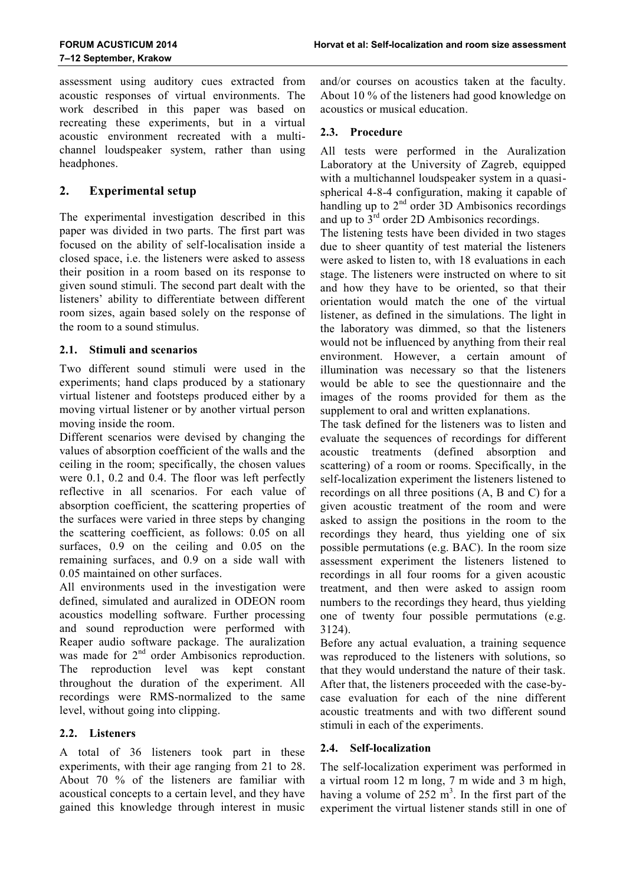assessment using auditory cues extracted from acoustic responses of virtual environments. The work described in this paper was based on recreating these experiments, but in a virtual acoustic environment recreated with a multi-channel loudspeaker system, rather than using headphones.

## 2. Experimental setup

The experimental investigation described in this paper was divided in two parts. The first part was focused on the ability of self-localisation inside a closed space, i.e. the listeners were asked to assess their position in a room based on its response to given sound stimuli. The second part dealt with the listeners' ability to differentiate between different room sizes, again based solely on the response of the room to a sound stimulus.

### 2.1. Stimuli and scenarios

Two different sound stimuli were used in the experiments; hand claps produced by a stationary virtual listener and footsteps produced either by a moving virtual listener or by another virtual person moving inside the room.

Different scenarios were devised by changing the values of absorption coefficient of the walls and the ceiling in the room; specifically, the chosen values were 0.1, 0.2 and 0.4. The floor was left perfectly reflective in all scenarios. For each value of absorption coefficient, the scattering properties of the surfaces were varied in three steps by changing the scattering coefficient, as follows: 0.05 on all surfaces, 0.9 on the ceiling and 0.05 on the remaining surfaces, and 0.9 on a side wall with 0.05 maintained on other surfaces.

All environments used in the investigation were defined, simulated and auralized in ODEON room acoustics modelling software. Further processing and sound reproduction were performed with Reaper audio software package. The auralization was made for 2nd order Ambisonics reproduction. The reproduction level was kept constant throughout the duration of the experiment. All recordings were RMS-normalized to the same level, without going into clipping.

### 2.2. Listeners

A total of 36 listeners took part in these experiments, with their age ranging from 21 to 28. About 70 % of the listeners are familiar with acoustical concepts to a certain level, and they have gained this knowledge through interest in music and/or courses on acoustics taken at the faculty. About 10 % of the listeners had good knowledge on acoustics or musical education.

### 2.3. Procedure

All tests were performed in the Auralization Laboratory at the University of Zagreb, equipped with a multichannel loudspeaker system in a quasi-spherical 4-8-4 configuration, making it capable of handling up to 2nd order 3D Ambisonics recordings and up to 3rd order 2D Ambisonics recordings.

The listening tests have been divided in two stages due to sheer quantity of test material the listeners were asked to listen to, with 18 evaluations in each stage. The listeners were instructed on where to sit and how they have to be oriented, so that their orientation would match the one of the virtual listener, as defined in the simulations. The light in the laboratory was dimmed, so that the listeners would not be influenced by anything from their real environment. However, a certain amount of illumination was necessary so that the listeners would be able to see the questionnaire and the images of the rooms provided for them as the supplement to oral and written explanations.

The task defined for the listeners was to listen and evaluate the sequences of recordings for different acoustic treatments (defined absorption and scattering) of a room or rooms. Specifically, in the self-localization experiment the listeners listened to recordings on all three positions (A, B and C) for a given acoustic treatment of the room and were asked to assign the positions in the room to the recordings they heard, thus yielding one of six possible permutations (e.g. BAC). In the room size assessment experiment the listeners listened to recordings in all four rooms for a given acoustic treatment, and then were asked to assign room numbers to the recordings they heard, thus yielding one of twenty four possible permutations (e.g. 3124).

Before any actual evaluation, a training sequence was reproduced to the listeners with solutions, so that they would understand the nature of their task. After that, the listeners proceeded with the case-by-case evaluation for each of the nine different acoustic treatments and with two different sound stimuli in each of the experiments.

### 2.4. Self-localization

The self-localization experiment was performed in a virtual room 12 m long, 7 m wide and 3 m high, having a volume of 252 m$^3$. In the first part of the experiment the virtual listener stands still in one of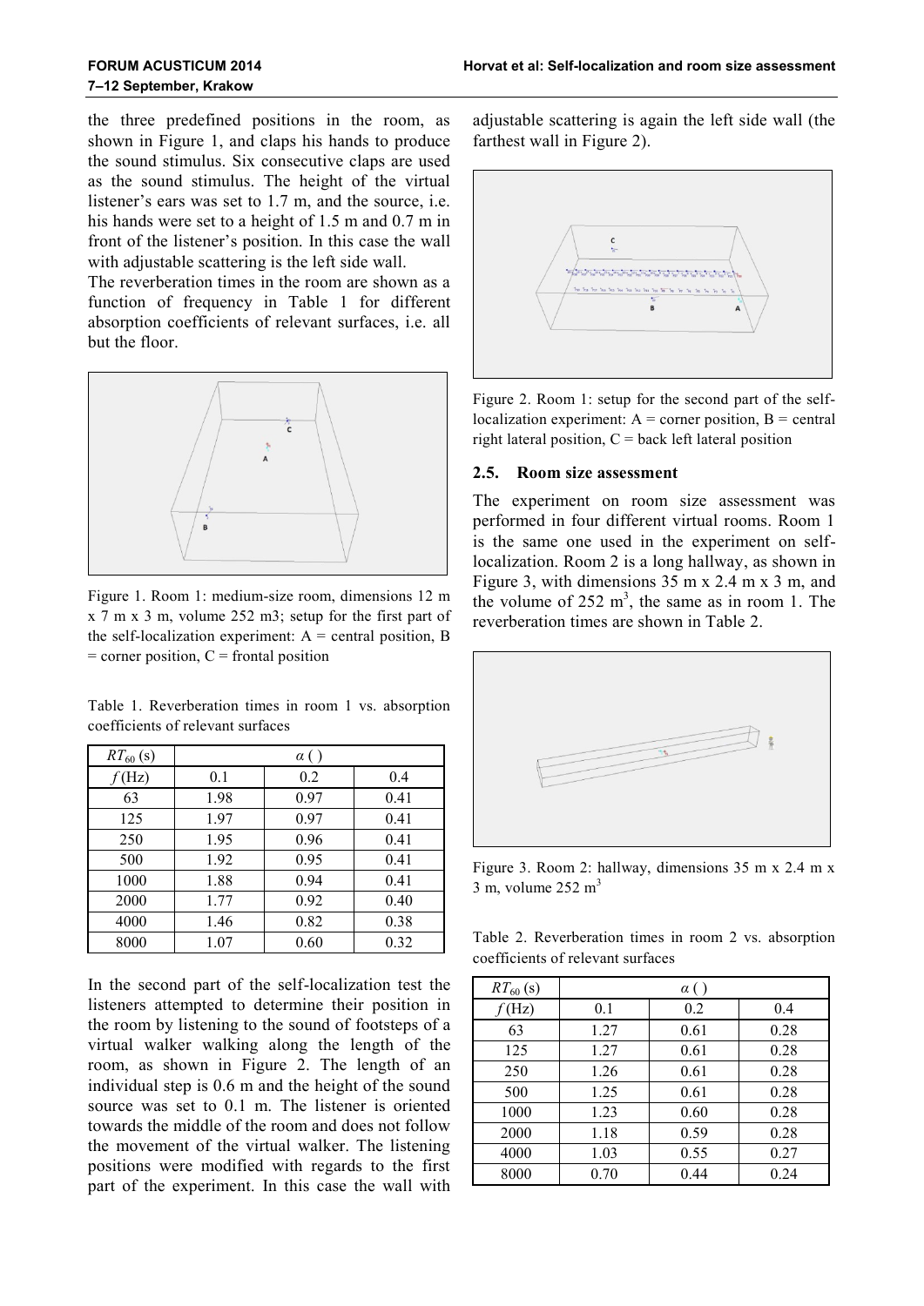the three predefined positions in the room, as shown in Figure 1, and claps his hands to produce the sound stimulus. Six consecutive claps are used as the sound stimulus. The height of the virtual listener's ears was set to 1.7 m, and the source, i.e. his hands were set to a height of 1.5 m and 0.7 m in front of the listener's position. In this case the wall with adjustable scattering is the left side wall.

The reverberation times in the room are shown as a function of frequency in Table 1 for different absorption coefficients of relevant surfaces, i.e. all but the floor.

Figure 1. Room 1: medium-size room, dimensions 12 m x 7 m x 3 m, volume 252 m3; setup for the first part of the self-localization experiment: A = central position, B = corner position, C = frontal position

Table 1. Reverberation times in room 1 vs. absorption coefficients of relevant surfaces

| $RT_{60}$ (s) | $\alpha$ ( ) | | |
|---|---|---|---|
| $f$ (Hz) | 0.1 | 0.2 | 0.4 |
| 63 | 1.98 | 0.97 | 0.41 |
| 125 | 1.97 | 0.97 | 0.41 |
| 250 | 1.95 | 0.96 | 0.41 |
| 500 | 1.92 | 0.95 | 0.41 |
| 1000 | 1.88 | 0.94 | 0.41 |
| 2000 | 1.77 | 0.92 | 0.40 |
| 4000 | 1.46 | 0.82 | 0.38 |
| 8000 | 1.07 | 0.60 | 0.32 |

In the second part of the self-localization test the listeners attempted to determine their position in the room by listening to the sound of footsteps of a virtual walker walking along the length of the room, as shown in Figure 2. The length of an individual step is 0.6 m and the height of the sound source was set to 0.1 m. The listener is oriented towards the middle of the room and does not follow the movement of the virtual walker. The listening positions were modified with regards to the first part of the experiment. In this case the wall with adjustable scattering is again the left side wall (the farthest wall in Figure 2).

Figure 2. Room 1: setup for the second part of the self-localization experiment: A = corner position, B = central right lateral position, C = back left lateral position

### 2.5. Room size assessment

The experiment on room size assessment was performed in four different virtual rooms. Room 1 is the same one used in the experiment on self-localization. Room 2 is a long hallway, as shown in Figure 3, with dimensions 35 m x 2.4 m x 3 m, and the volume of 252 m$^3$, the same as in room 1. The reverberation times are shown in Table 2.

Figure 3. Room 2: hallway, dimensions 35 m x 2.4 m x 3 m, volume 252 m$^3$

Table 2. Reverberation times in room 2 vs. absorption coefficients of relevant surfaces

| $RT_{60}$ (s) | $\alpha$ ( ) | | |
|---|---|---|---|
| $f$ (Hz) | 0.1 | 0.2 | 0.4 |
| 63 | 1.27 | 0.61 | 0.28 |
| 125 | 1.27 | 0.61 | 0.28 |
| 250 | 1.26 | 0.61 | 0.28 |
| 500 | 1.25 | 0.61 | 0.28 |
| 1000 | 1.23 | 0.60 | 0.28 |
| 2000 | 1.18 | 0.59 | 0.28 |
| 4000 | 1.03 | 0.55 | 0.27 |
| 8000 | 0.70 | 0.44 | 0.24 |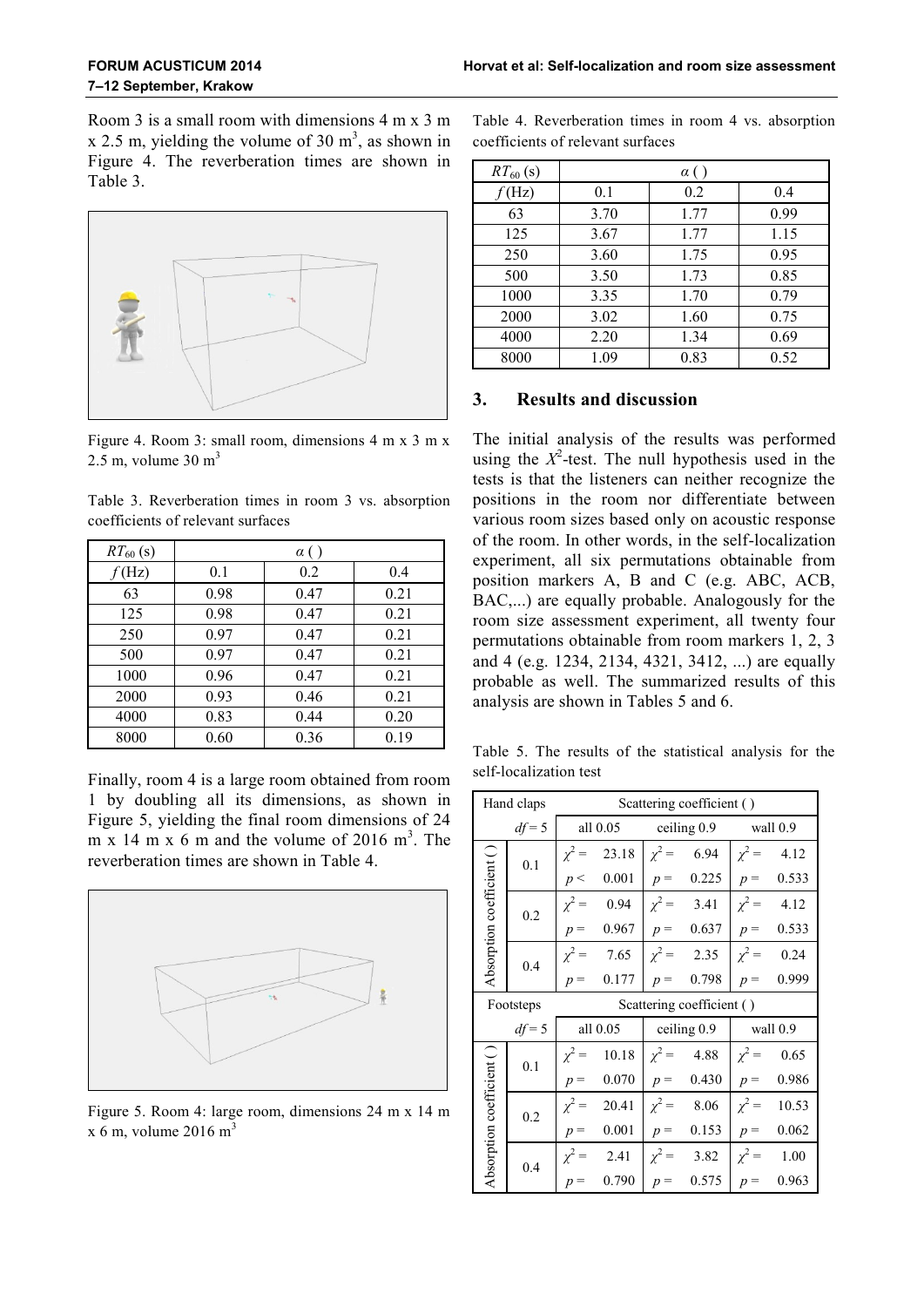Room 3 is a small room with dimensions 4 m x 3 m x 2.5 m, yielding the volume of 30 m$^3$, as shown in Figure 4. The reverberation times are shown in Table 3.

Figure 4. Room 3: small room, dimensions 4 m x 3 m x 2.5 m, volume 30 m$^3$

Table 3. Reverberation times in room 3 vs. absorption coefficients of relevant surfaces

| $RT_{60}$ (s) | $\alpha$ ( ) | | |
|---|---|---|---|
| $f$ (Hz) | 0.1 | 0.2 | 0.4 |
| 63 | 0.98 | 0.47 | 0.21 |
| 125 | 0.98 | 0.47 | 0.21 |
| 250 | 0.97 | 0.47 | 0.21 |
| 500 | 0.97 | 0.47 | 0.21 |
| 1000 | 0.96 | 0.47 | 0.21 |
| 2000 | 0.93 | 0.46 | 0.21 |
| 4000 | 0.83 | 0.44 | 0.20 |
| 8000 | 0.60 | 0.36 | 0.19 |

Finally, room 4 is a large room obtained from room 1 by doubling all its dimensions, as shown in Figure 5, yielding the final room dimensions of 24 m x 14 m x 6 m and the volume of 2016 m$^3$. The reverberation times are shown in Table 4.

Figure 5. Room 4: large room, dimensions 24 m x 14 m x 6 m, volume 2016 m$^3$

Table 4. Reverberation times in room 4 vs. absorption coefficients of relevant surfaces

| $RT_{60}$ (s) | $\alpha$ ( ) | | |
|---|---|---|---|
| $f$ (Hz) | 0.1 | 0.2 | 0.4 |
| 63 | 3.70 | 1.77 | 0.99 |
| 125 | 3.67 | 1.77 | 1.15 |
| 250 | 3.60 | 1.75 | 0.95 |
| 500 | 3.50 | 1.73 | 0.85 |
| 1000 | 3.35 | 1.70 | 0.79 |
| 2000 | 3.02 | 1.60 | 0.75 |
| 4000 | 2.20 | 1.34 | 0.69 |
| 8000 | 1.09 | 0.83 | 0.52 |

## 3. Results and discussion

The initial analysis of the results was performed using the $X^2$-test. The null hypothesis used in the tests is that the listeners can neither recognize the positions in the room nor differentiate between various room sizes based only on acoustic response of the room. In other words, in the self-localization experiment, all six permutations obtainable from position markers A, B and C (e.g. ABC, ACB, BAC,...) are equally probable. Analogously for the room size assessment experiment, all twenty four permutations obtainable from room markers 1, 2, 3 and 4 (e.g. 1234, 2134, 4321, 3412, ...) are equally probable as well. The summarized results of this analysis are shown in Tables 5 and 6.

Table 5. The results of the statistical analysis for the self-localization test

| Hand claps | | Scattering coefficient ( ) | | |
|---|---|---|---|---|
| | $df = 5$ | all 0.05 | ceiling 0.9 | wall 0.9 |
| Absorption coefficient ( ) | 0.1 | $\chi^2 =$ 23.18, $p <$ 0.001 | $\chi^2 =$ 6.94, $p =$ 0.225 | $\chi^2 =$ 4.12, $p =$ 0.533 |
| | 0.2 | $\chi^2 =$ 0.94, $p =$ 0.967 | $\chi^2 =$ 3.41, $p =$ 0.637 | $\chi^2 =$ 4.12, $p =$ 0.533 |
| | 0.4 | $\chi^2 =$ 7.65, $p =$ 0.177 | $\chi^2 =$ 2.35, $p =$ 0.798 | $\chi^2 =$ 0.24, $p =$ 0.999 |
| Footsteps | | Scattering coefficient ( ) | | |
| | $df = 5$ | all 0.05 | ceiling 0.9 | wall 0.9 |
| Absorption coefficient ( ) | 0.1 | $\chi^2 =$ 10.18, $p =$ 0.070 | $\chi^2 =$ 4.88, $p =$ 0.430 | $\chi^2 =$ 0.65, $p =$ 0.986 |
| | 0.2 | $\chi^2 =$ 20.41, $p =$ 0.001 | $\chi^2 =$ 8.06, $p =$ 0.153 | $\chi^2 =$ 10.53, $p =$ 0.062 |
| | 0.4 | $\chi^2 =$ 2.41, $p =$ 0.790 | $\chi^2 =$ 3.82, $p =$ 0.575 | $\chi^2 =$ 1.00, $p =$ 0.963 |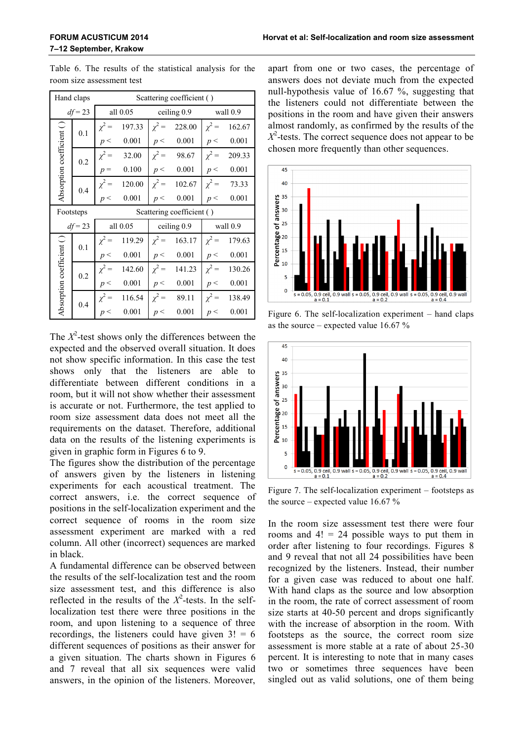Table 6. The results of the statistical analysis for the room size assessment test

| Hand claps | | Scattering coefficient ( ) | | | | | |
|---|---|---|---|---|---|---|---|
| $df = 23$ | | all 0.05 | | ceiling 0.9 | | wall 0.9 | |
| Absorption coefficient ( ) | 0.1 | $\chi^2 =$ | 197.33 | $\chi^2 =$ | 228.00 | $\chi^2 =$ | 162.67 |
| | | $p <$ | 0.001 | $p <$ | 0.001 | $p <$ | 0.001 |
| | 0.2 | $\chi^2 =$ | 32.00 | $\chi^2 =$ | 98.67 | $\chi^2 =$ | 209.33 |
| | | $p =$ | 0.100 | $p <$ | 0.001 | $p <$ | 0.001 |
| | 0.4 | $\chi^2 =$ | 120.00 | $\chi^2 =$ | 102.67 | $\chi^2 =$ | 73.33 |
| | | $p <$ | 0.001 | $p <$ | 0.001 | $p <$ | 0.001 |
| Footsteps | | Scattering coefficient ( ) | | | | | |
| $df = 23$ | | all 0.05 | | ceiling 0.9 | | wall 0.9 | |
| Absorption coefficient ( ) | 0.1 | $\chi^2 =$ | 119.29 | $\chi^2 =$ | 163.17 | $\chi^2 =$ | 179.63 |
| | | $p <$ | 0.001 | $p <$ | 0.001 | $p <$ | 0.001 |
| | 0.2 | $\chi^2 =$ | 142.60 | $\chi^2 =$ | 141.23 | $\chi^2 =$ | 130.26 |
| | | $p <$ | 0.001 | $p <$ | 0.001 | $p <$ | 0.001 |
| | 0.4 | $\chi^2 =$ | 116.54 | $\chi^2 =$ | 89.11 | $\chi^2 =$ | 138.49 |
| | | $p <$ | 0.001 | $p <$ | 0.001 | $p <$ | 0.001 |

The $X^2$-test shows only the differences between the expected and the observed overall situation. It does not show specific information. In this case the test shows only that the listeners are able to differentiate between different conditions in a room, but it will not show whether their assessment is accurate or not. Furthermore, the test applied to room size assessment data does not meet all the requirements on the dataset. Therefore, additional data on the results of the listening experiments is given in graphic form in Figures 6 to 9.

The figures show the distribution of the percentage of answers given by the listeners in listening experiments for each acoustical treatment. The correct answers, i.e. the correct sequence of positions in the self-localization experiment and the correct sequence of rooms in the room size assessment experiment are marked with a red column. All other (incorrect) sequences are marked in black.

A fundamental difference can be observed between the results of the self-localization test and the room size assessment test, and this difference is also reflected in the results of the $X^2$-tests. In the self-localization test there were three positions in the room, and upon listening to a sequence of three recordings, the listeners could have given 3! = 6 different sequences of positions as their answer for a given situation. The charts shown in Figures 6 and 7 reveal that all six sequences were valid answers, in the opinion of the listeners. Moreover, apart from one or two cases, the percentage of answers does not deviate much from the expected null-hypothesis value of 16.67 %, suggesting that the listeners could not differentiate between the positions in the room and have given their answers almost randomly, as confirmed by the results of the $X^2$-tests. The correct sequence does not appear to be chosen more frequently than other sequences.

Figure 6. The self-localization experiment – hand claps as the source – expected value 16.67 %

Figure 7. The self-localization experiment – footsteps as the source – expected value 16.67 %

In the room size assessment test there were four rooms and 4! = 24 possible ways to put them in order after listening to four recordings. Figures 8 and 9 reveal that not all 24 possibilities have been recognized by the listeners. Instead, their number for a given case was reduced to about one half. With hand claps as the source and low absorption in the room, the rate of correct assessment of room size starts at 40-50 percent and drops significantly with the increase of absorption in the room. With footsteps as the source, the correct room size assessment is more stable at a rate of about 25-30 percent. It is interesting to note that in many cases two or sometimes three sequences have been singled out as valid solutions, one of them being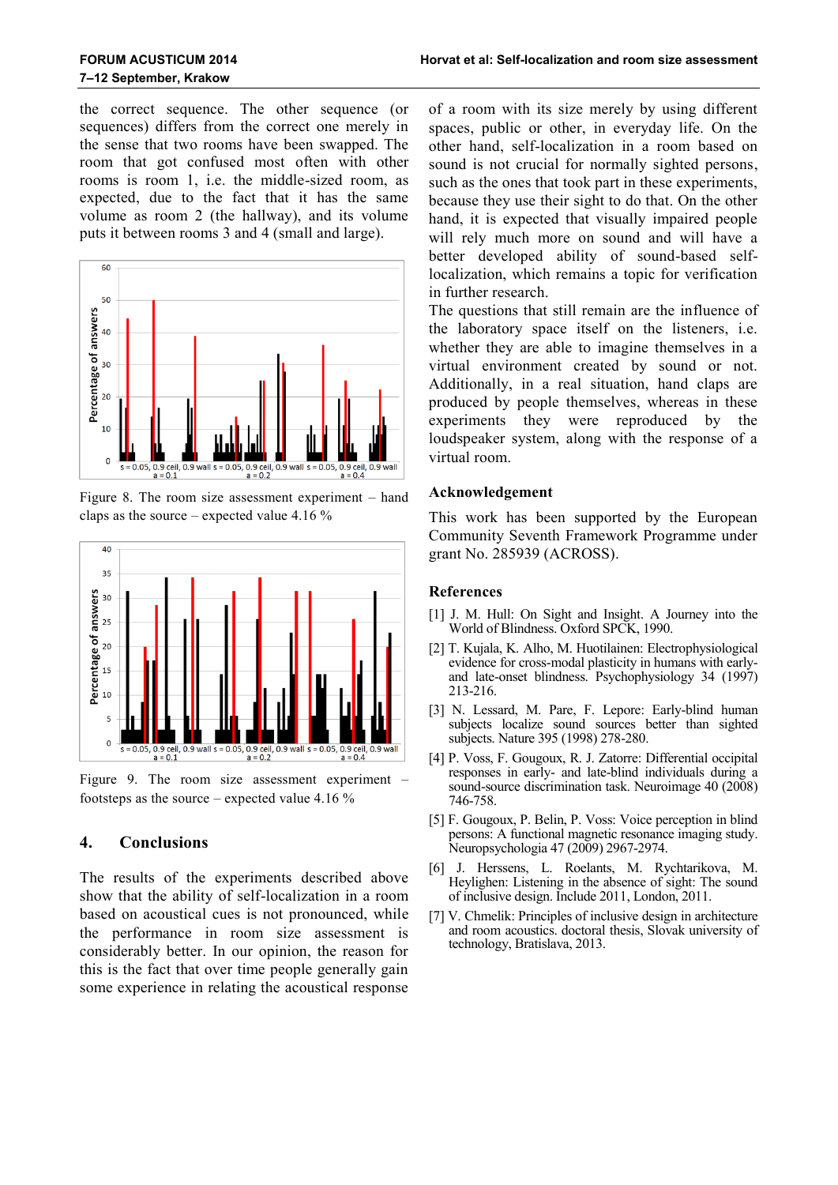the correct sequence. The other sequence (or sequences) differs from the correct one merely in the sense that two rooms have been swapped. The room that got confused most often with other rooms is room 1, i.e. the middle-sized room, as expected, due to the fact that it has the same volume as room 2 (the hallway), and its volume puts it between rooms 3 and 4 (small and large).

60
50
40
30
20
10
0
Percentage of answers
s = 0.05, 0.9 ceil, 0.9 wall s = 0.05, 0.9 ceil, 0.9 wall s = 0.05, 0.9 ceil, 0.9 wall
a = 0.1 a = 0.2 a = 0.4

Figure 8. The room size assessment experiment – hand claps as the source – expected value 4.16 %

40
35
30
25
20
15
10
5
0
Percentage of answers
s = 0.05, 0.9 ceil, 0.9 wall s = 0.05, 0.9 ceil, 0.9 wall s = 0.05, 0.9 ceil, 0.9 wall
a = 0.1 a = 0.2 a = 0.4

Figure 9. The room size assessment experiment – footsteps as the source – expected value 4.16 %

## 4. Conclusions

The results of the experiments described above show that the ability of self-localization in a room based on acoustical cues is not pronounced, while the performance in room size assessment is considerably better. In our opinion, the reason for this is the fact that over time people generally gain some experience in relating the acoustical response of a room with its size merely by using different spaces, public or other, in everyday life. On the other hand, self-localization in a room based on sound is not crucial for normally sighted persons, such as the ones that took part in these experiments, because they use their sight to do that. On the other hand, it is expected that visually impaired people will rely much more on sound and will have a better developed ability of sound-based self-localization, which remains a topic for verification in further research.

The questions that still remain are the influence of the laboratory space itself on the listeners, i.e. whether they are able to imagine themselves in a virtual environment created by sound or not. Additionally, in a real situation, hand claps are produced by people themselves, whereas in these experiments they were reproduced by the loudspeaker system, along with the response of a virtual room.

## Acknowledgement

This work has been supported by the European Community Seventh Framework Programme under grant No. 285939 (ACROSS).

## References

[1] J. M. Hull: On Sight and Insight. A Journey into the World of Blindness. Oxford SPCK, 1990.

[2] T. Kujala, K. Alho, M. Huotilainen: Electrophysiological evidence for cross-modal plasticity in humans with early- and late-onset blindness. Psychophysiology 34 (1997) 213-216.

[3] N. Lessard, M. Pare, F. Lepore: Early-blind human subjects localize sound sources better than sighted subjects. Nature 395 (1998) 278-280.

[4] P. Voss, F. Gougoux, R. J. Zatorre: Differential occipital responses in early- and late-blind individuals during a sound-source discrimination task. Neuroimage 40 (2008) 746-758.

[5] F. Gougoux, P. Belin, P. Voss: Voice perception in blind persons: A functional magnetic resonance imaging study. Neuropsychologia 47 (2009) 2967-2974.

[6] J. Herssens, L. Roelants, M. Rychtarikova, M. Heylighen: Listening in the absence of sight: The sound of inclusive design. Include 2011, London, 2011.

[7] V. Chmelik: Principles of inclusive design in architecture and room acoustics. doctoral thesis, Slovak university of technology, Bratislava, 2013.